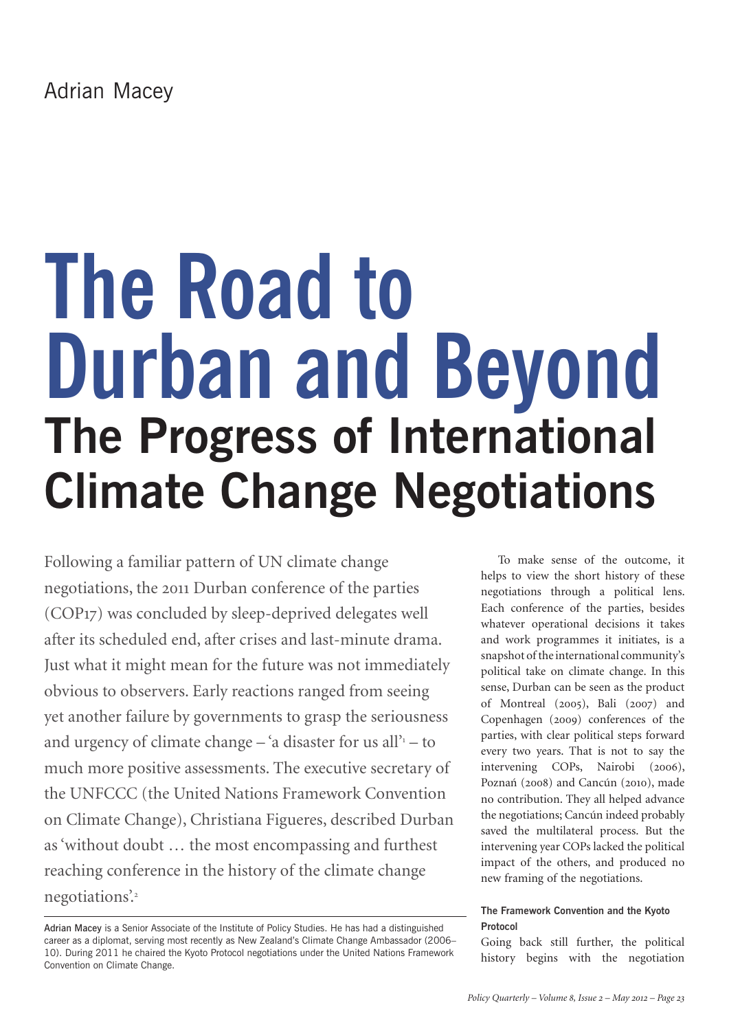Adrian Macey

# The Road to Durban and Beyond

## The Progress of International Climate Change Negotiations

Following a familiar pattern of UN climate change negotiations, the 2011 Durban conference of the parties (COP17) was concluded by sleep-deprived delegates well after its scheduled end, after crises and last-minute drama. Just what it might mean for the future was not immediately obvious to observers. Early reactions ranged from seeing yet another failure by governments to grasp the seriousness and urgency of climate change – 'a disaster for us all'[1] – to much more positive assessments. The executive secretary of the UNFCCC (the United Nations Framework Convention on Climate Change), Christiana Figueres, described Durban as 'without doubt … the most encompassing and furthest reaching conference in the history of the climate change negotiations'.[2]

Adrian Macey is a Senior Associate of the Institute of Policy Studies. He has had a distinguished career as a diplomat, serving most recently as New Zealand's Climate Change Ambassador (2006–10). During 2011 he chaired the Kyoto Protocol negotiations under the United Nations Framework Convention on Climate Change.

To make sense of the outcome, it helps to view the short history of these negotiations through a political lens. Each conference of the parties, besides whatever operational decisions it takes and work programmes it initiates, is a snapshot of the international community's political take on climate change. In this sense, Durban can be seen as the product of Montreal (2005), Bali (2007) and Copenhagen (2009) conferences of the parties, with clear political steps forward every two years. That is not to say the intervening COPs, Nairobi (2006), Poznań (2008) and Cancún (2010), made no contribution. They all helped advance the negotiations; Cancún indeed probably saved the multilateral process. But the intervening year COPs lacked the political impact of the others, and produced no new framing of the negotiations.

#### The Framework Convention and the Kyoto Protocol

Going back still further, the political history begins with the negotiation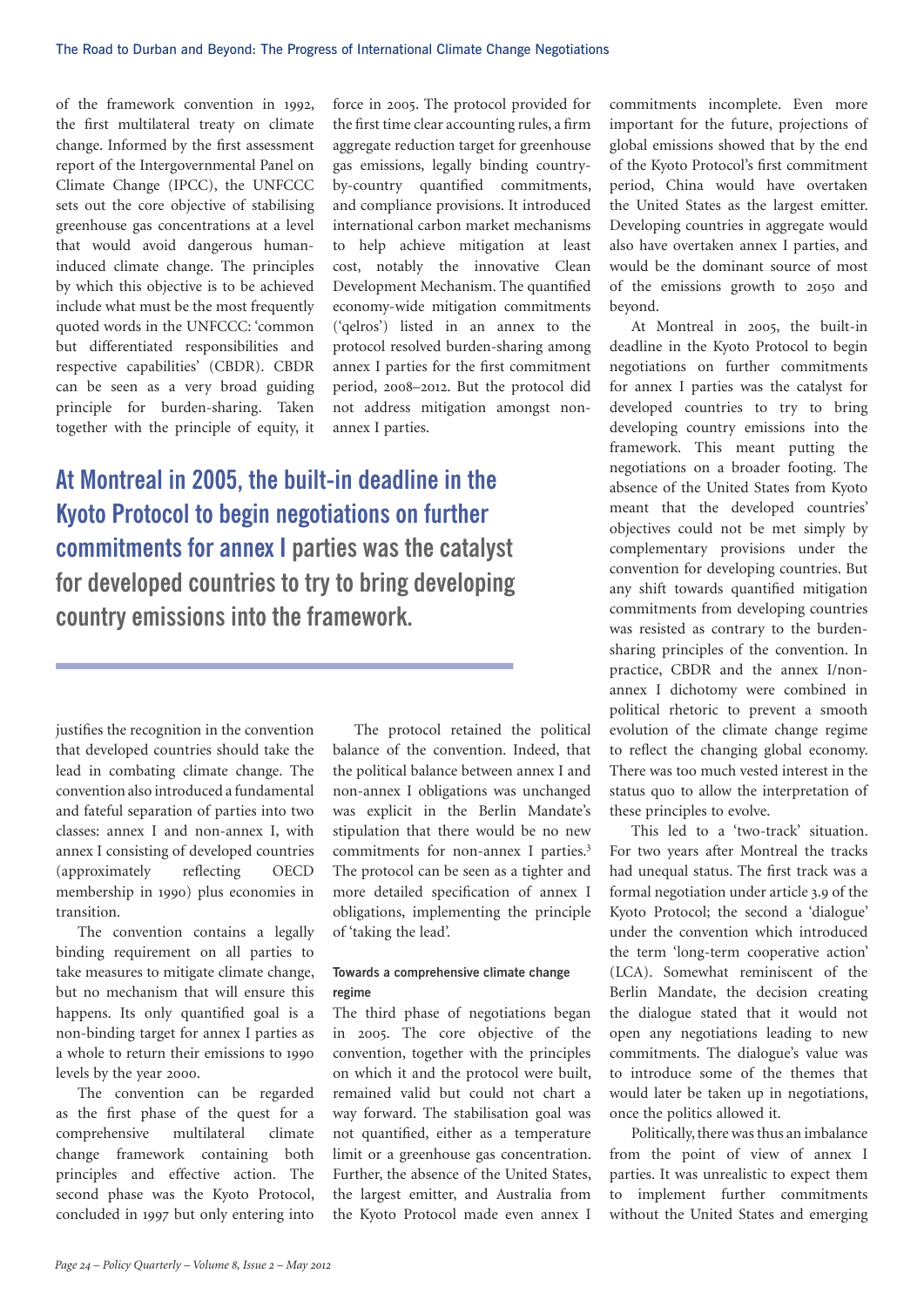of the framework convention in 1992, the first multilateral treaty on climate change. Informed by the first assessment report of the Intergovernmental Panel on Climate Change (IPCC), the UNFCCC sets out the core objective of stabilising greenhouse gas concentrations at a level that would avoid dangerous human-induced climate change. The principles by which this objective is to be achieved include what must be the most frequently quoted words in the UNFCCC: 'common but differentiated responsibilities and respective capabilities' (CBDR). CBDR can be seen as a very broad guiding principle for burden-sharing. Taken together with the principle of equity, it justifies the recognition in the convention that developed countries should take the lead in combating climate change. The convention also introduced a fundamental and fateful separation of parties into two classes: annex I and non-annex I, with annex I consisting of developed countries (approximately reflecting OECD membership in 1990) plus economies in transition.

The convention contains a legally binding requirement on all parties to take measures to mitigate climate change, but no mechanism that will ensure this happens. Its only quantified goal is a non-binding target for annex I parties as a whole to return their emissions to 1990 levels by the year 2000.

The convention can be regarded as the first phase of the quest for a comprehensive multilateral climate change framework containing both principles and effective action. The second phase was the Kyoto Protocol, concluded in 1997 but only entering into force in 2005. The protocol provided for the first time clear accounting rules, a firm aggregate reduction target for greenhouse gas emissions, legally binding country-by-country quantified commitments, and compliance provisions. It introduced international carbon market mechanisms to help achieve mitigation at least cost, notably the innovative Clean Development Mechanism. The quantified economy-wide mitigation commitments ('qelros') listed in an annex to the protocol resolved burden-sharing among annex I parties for the first commitment period, 2008–2012. But the protocol did not address mitigation amongst non-annex I parties.

**At Montreal in 2005, the built-in deadline in the Kyoto Protocol to begin negotiations on further commitments for annex I parties was the catalyst for developed countries to try to bring developing country emissions into the framework.**

The protocol retained the political balance of the convention. Indeed, that the political balance between annex I and non-annex I obligations was unchanged was explicit in the Berlin Mandate's stipulation that there would be no new commitments for non-annex I parties.[3] The protocol can be seen as a tighter and more detailed specification of annex I obligations, implementing the principle of 'taking the lead'.

#### Towards a comprehensive climate change regime

The third phase of negotiations began in 2005. The core objective of the convention, together with the principles on which it and the protocol were built, remained valid but could not chart a way forward. The stabilisation goal was not quantified, either as a temperature limit or a greenhouse gas concentration. Further, the absence of the United States, the largest emitter, and Australia from the Kyoto Protocol made even annex I commitments incomplete. Even more important for the future, projections of global emissions showed that by the end of the Kyoto Protocol's first commitment period, China would have overtaken the United States as the largest emitter. Developing countries in aggregate would also have overtaken annex I parties, and would be the dominant source of most of the emissions growth to 2050 and beyond.

At Montreal in 2005, the built-in deadline in the Kyoto Protocol to begin negotiations on further commitments for annex I parties was the catalyst for developed countries to try to bring developing country emissions into the framework. This meant putting the negotiations on a broader footing. The absence of the United States from Kyoto meant that the developed countries' objectives could not be met simply by complementary provisions under the convention for developing countries. But any shift towards quantified mitigation commitments from developing countries was resisted as contrary to the burden-sharing principles of the convention. In practice, CBDR and the annex I/non-annex I dichotomy were combined in political rhetoric to prevent a smooth evolution of the climate change regime to reflect the changing global economy. There was too much vested interest in the status quo to allow the interpretation of these principles to evolve.

This led to a 'two-track' situation. For two years after Montreal the tracks had unequal status. The first track was a formal negotiation under article 3.9 of the Kyoto Protocol; the second a 'dialogue' under the convention which introduced the term 'long-term cooperative action' (LCA). Somewhat reminiscent of the Berlin Mandate, the decision creating the dialogue stated that it would not open any negotiations leading to new commitments. The dialogue's value was to introduce some of the themes that would later be taken up in negotiations, once the politics allowed it.

Politically, there was thus an imbalance from the point of view of annex I parties. It was unrealistic to expect them to implement further commitments without the United States and emerging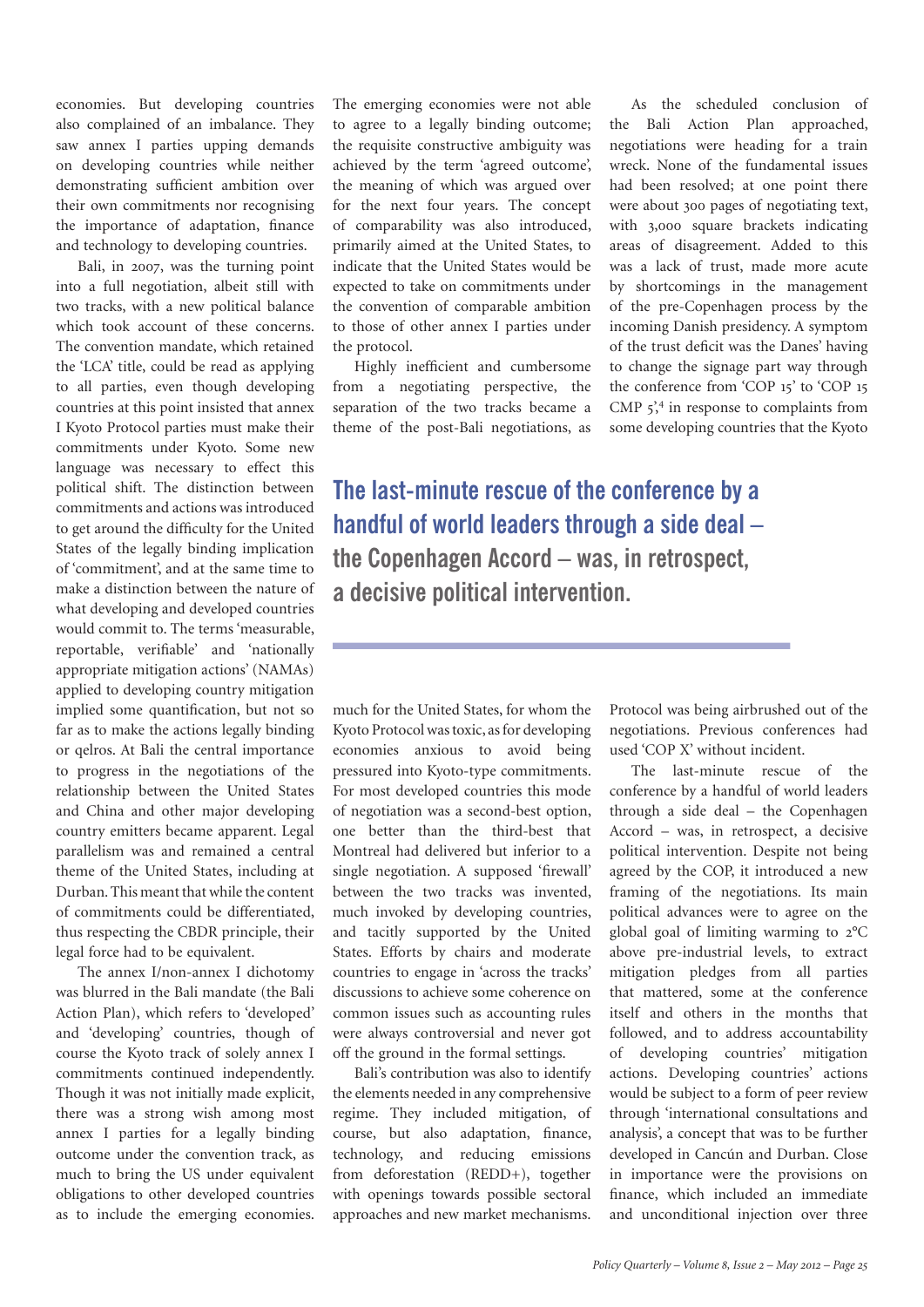economies. But developing countries also complained of an imbalance. They saw annex I parties upping demands on developing countries while neither demonstrating sufficient ambition over their own commitments nor recognising the importance of adaptation, finance and technology to developing countries.

Bali, in 2007, was the turning point into a full negotiation, albeit still with two tracks, with a new political balance which took account of these concerns. The convention mandate, which retained the 'LCA' title, could be read as applying to all parties, even though developing countries at this point insisted that annex I Kyoto Protocol parties must make their commitments under Kyoto. Some new language was necessary to effect this political shift. The distinction between commitments and actions was introduced to get around the difficulty for the United States of the legally binding implication of 'commitment', and at the same time to make a distinction between the nature of what developing and developed countries would commit to. The terms 'measurable, reportable, verifiable' and 'nationally appropriate mitigation actions' (NAMAs) applied to developing country mitigation implied some quantification, but not so far as to make the actions legally binding or qelros. At Bali the central importance to progress in the negotiations of the relationship between the United States and China and other major developing country emitters became apparent. Legal parallelism was and remained a central theme of the United States, including at Durban. This meant that while the content of commitments could be differentiated, thus respecting the CBDR principle, their legal force had to be equivalent.

The annex I/non-annex I dichotomy was blurred in the Bali mandate (the Bali Action Plan), which refers to 'developed' and 'developing' countries, though of course the Kyoto track of solely annex I commitments continued independently. Though it was not initially made explicit, there was a strong wish among most annex I parties for a legally binding outcome under the convention track, as much to bring the US under equivalent obligations to other developed countries as to include the emerging economies. The emerging economies were not able to agree to a legally binding outcome; the requisite constructive ambiguity was achieved by the term 'agreed outcome', the meaning of which was argued over for the next four years. The concept of comparability was also introduced, primarily aimed at the United States, to indicate that the United States would be expected to take on commitments under the convention of comparable ambition to those of other annex I parties under the protocol.

Highly inefficient and cumbersome from a negotiating perspective, the separation of the two tracks became a theme of the post-Bali negotiations, as much for the United States, for whom the Kyoto Protocol was toxic, as for developing economies anxious to avoid being pressured into Kyoto-type commitments. For most developed countries this mode of negotiation was a second-best option, one better than the third-best that Montreal had delivered but inferior to a single negotiation. A supposed 'firewall' between the two tracks was invented, much invoked by developing countries, and tacitly supported by the United States. Efforts by chairs and moderate countries to engage in 'across the tracks' discussions to achieve some coherence on common issues such as accounting rules were always controversial and never got off the ground in the formal settings.

Bali's contribution was also to identify the elements needed in any comprehensive regime. They included mitigation, of course, but also adaptation, finance, technology, and reducing emissions from deforestation (REDD+), together with openings towards possible sectoral approaches and new market mechanisms.

As the scheduled conclusion of the Bali Action Plan approached, negotiations were heading for a train wreck. None of the fundamental issues had been resolved; at one point there were about 300 pages of negotiating text, with 3,000 square brackets indicating areas of disagreement. Added to this was a lack of trust, made more acute by shortcomings in the management of the pre-Copenhagen process by the incoming Danish presidency. A symptom of the trust deficit was the Danes' having to change the signage part way through the conference from 'COP 15' to 'COP 15 CMP 5',[4] in response to complaints from some developing countries that the Kyoto Protocol was being airbrushed out of the negotiations. Previous conferences had used 'COP X' without incident.

**The last-minute rescue of the conference by a handful of world leaders through a side deal – the Copenhagen Accord – was, in retrospect, a decisive political intervention.**

The last-minute rescue of the conference by a handful of world leaders through a side deal – the Copenhagen Accord – was, in retrospect, a decisive political intervention. Despite not being agreed by the COP, it introduced a new framing of the negotiations. Its main political advances were to agree on the global goal of limiting warming to 2°C above pre-industrial levels, to extract mitigation pledges from all parties that mattered, some at the conference itself and others in the months that followed, and to address accountability of developing countries' mitigation actions. Developing countries' actions would be subject to a form of peer review through 'international consultations and analysis', a concept that was to be further developed in Cancún and Durban. Close in importance were the provisions on finance, which included an immediate and unconditional injection over three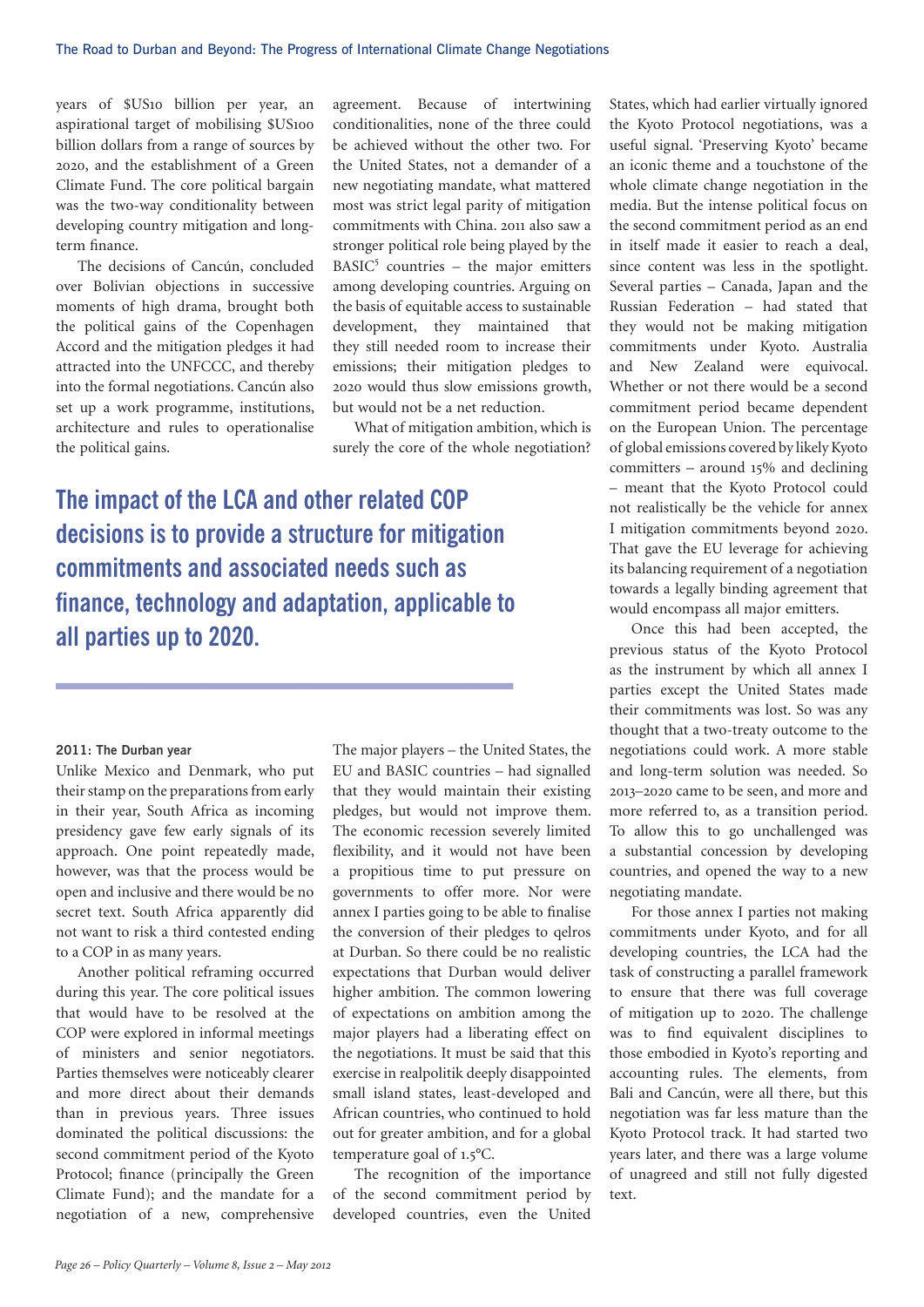years of $US10 billion per year, an aspirational target of mobilising $US100 billion dollars from a range of sources by 2020, and the establishment of a Green Climate Fund. The core political bargain was the two-way conditionality between developing country mitigation and long-term finance.

The decisions of Cancún, concluded over Bolivian objections in successive moments of high drama, brought both the political gains of the Copenhagen Accord and the mitigation pledges it had attracted into the UNFCCC, and thereby into the formal negotiations. Cancún also set up a work programme, institutions, architecture and rules to operationalise the political gains.

> **The impact of the LCA and other related COP decisions is to provide a structure for mitigation commitments and associated needs such as finance, technology and adaptation, applicable to all parties up to 2020.**

### 2011: The Durban year

Unlike Mexico and Denmark, who put their stamp on the preparations from early in their year, South Africa as incoming presidency gave few early signals of its approach. One point repeatedly made, however, was that the process would be open and inclusive and there would be no secret text. South Africa apparently did not want to risk a third contested ending to a COP in as many years.

Another political reframing occurred during this year. The core political issues that would have to be resolved at the COP were explored in informal meetings of ministers and senior negotiators. Parties themselves were noticeably clearer and more direct about their demands than in previous years. Three issues dominated the political discussions: the second commitment period of the Kyoto Protocol; finance (principally the Green Climate Fund); and the mandate for a negotiation of a new, comprehensive agreement. Because of intertwining conditionalities, none of the three could be achieved without the other two. For the United States, not a demander of a new negotiating mandate, what mattered most was strict legal parity of mitigation commitments with China. 2011 also saw a stronger political role being played by the BASIC[5] countries – the major emitters among developing countries. Arguing on the basis of equitable access to sustainable development, they maintained that they still needed room to increase their emissions; their mitigation pledges to 2020 would thus slow emissions growth, but would not be a net reduction.

What of mitigation ambition, which is surely the core of the whole negotiation? The major players – the United States, the EU and BASIC countries – had signalled that they would maintain their existing pledges, but would not improve them. The economic recession severely limited flexibility, and it would not have been a propitious time to put pressure on governments to offer more. Nor were annex I parties going to be able to finalise the conversion of their pledges to qelros at Durban. So there could be no realistic expectations that Durban would deliver higher ambition. The common lowering of expectations on ambition among the major players had a liberating effect on the negotiations. It must be said that this exercise in realpolitik deeply disappointed small island states, least-developed and African countries, who continued to hold out for greater ambition, and for a global temperature goal of 1.5°C.

The recognition of the importance of the second commitment period by developed countries, even the United States, which had earlier virtually ignored the Kyoto Protocol negotiations, was a useful signal. 'Preserving Kyoto' became an iconic theme and a touchstone of the whole climate change negotiation in the media. But the intense political focus on the second commitment period as an end in itself made it easier to reach a deal, since content was less in the spotlight. Several parties – Canada, Japan and the Russian Federation – had stated that they would not be making mitigation commitments under Kyoto. Australia and New Zealand were equivocal. Whether or not there would be a second commitment period became dependent on the European Union. The percentage of global emissions covered by likely Kyoto committers – around 15% and declining – meant that the Kyoto Protocol could not realistically be the vehicle for annex I mitigation commitments beyond 2020. That gave the EU leverage for achieving its balancing requirement of a negotiation towards a legally binding agreement that would encompass all major emitters.

Once this had been accepted, the previous status of the Kyoto Protocol as the instrument by which all annex I parties except the United States made their commitments was lost. So was any thought that a two-treaty outcome to the negotiations could work. A more stable and long-term solution was needed. So 2013–2020 came to be seen, and more and more referred to, as a transition period. To allow this to go unchallenged was a substantial concession by developing countries, and opened the way to a new negotiating mandate.

For those annex I parties not making commitments under Kyoto, and for all developing countries, the LCA had the task of constructing a parallel framework to ensure that there was full coverage of mitigation up to 2020. The challenge was to find equivalent disciplines to those embodied in Kyoto's reporting and accounting rules. The elements, from Bali and Cancún, were all there, but this negotiation was far less mature than the Kyoto Protocol track. It had started two years later, and there was a large volume of unagreed and still not fully digested text.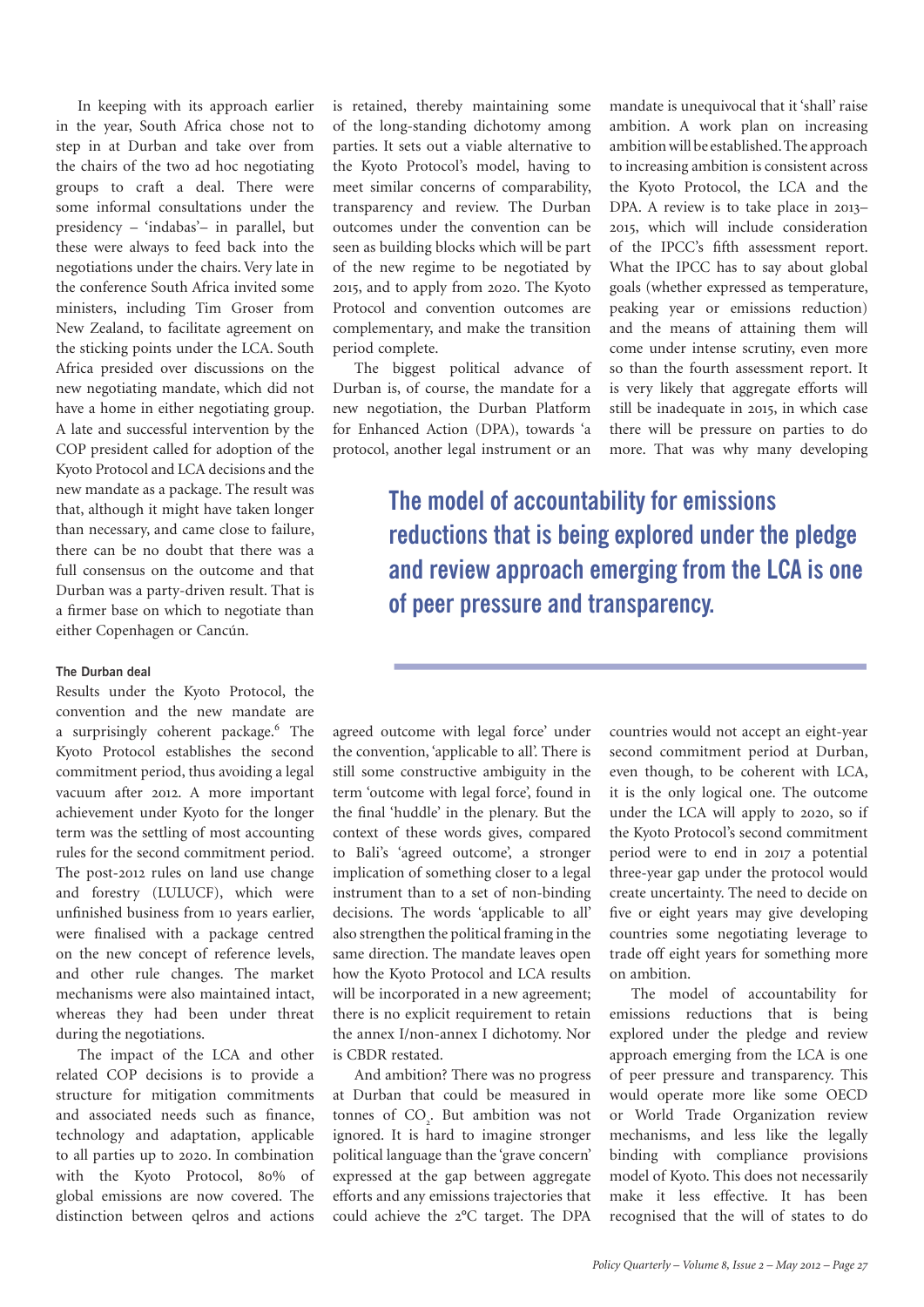In keeping with its approach earlier in the year, South Africa chose not to step in at Durban and take over from the chairs of the two ad hoc negotiating groups to craft a deal. There were some informal consultations under the presidency – 'indabas'– in parallel, but these were always to feed back into the negotiations under the chairs. Very late in the conference South Africa invited some ministers, including Tim Groser from New Zealand, to facilitate agreement on the sticking points under the LCA. South Africa presided over discussions on the new negotiating mandate, which did not have a home in either negotiating group. A late and successful intervention by the COP president called for adoption of the Kyoto Protocol and LCA decisions and the new mandate as a package. The result was that, although it might have taken longer than necessary, and came close to failure, there can be no doubt that there was a full consensus on the outcome and that Durban was a party-driven result. That is a firmer base on which to negotiate than either Copenhagen or Cancún.

#### The Durban deal

Results under the Kyoto Protocol, the convention and the new mandate are a surprisingly coherent package.[6] The Kyoto Protocol establishes the second commitment period, thus avoiding a legal vacuum after 2012. A more important achievement under Kyoto for the longer term was the settling of most accounting rules for the second commitment period. The post-2012 rules on land use change and forestry (LULUCF), which were unfinished business from 10 years earlier, were finalised with a package centred on the new concept of reference levels, and other rule changes. The market mechanisms were also maintained intact, whereas they had been under threat during the negotiations.

The impact of the LCA and other related COP decisions is to provide a structure for mitigation commitments and associated needs such as finance, technology and adaptation, applicable to all parties up to 2020. In combination with the Kyoto Protocol, 80% of global emissions are now covered. The distinction between qelros and actions is retained, thereby maintaining some of the long-standing dichotomy among parties. It sets out a viable alternative to the Kyoto Protocol's model, having to meet similar concerns of comparability, transparency and review. The Durban outcomes under the convention can be seen as building blocks which will be part of the new regime to be negotiated by 2015, and to apply from 2020. The Kyoto Protocol and convention outcomes are complementary, and make the transition period complete.

The biggest political advance of Durban is, of course, the mandate for a new negotiation, the Durban Platform for Enhanced Action (DPA), towards 'a protocol, another legal instrument or an agreed outcome with legal force' under the convention, 'applicable to all'. There is still some constructive ambiguity in the term 'outcome with legal force', found in the final 'huddle' in the plenary. But the context of these words gives, compared to Bali's 'agreed outcome', a stronger implication of something closer to a legal instrument than to a set of non-binding decisions. The words 'applicable to all' also strengthen the political framing in the same direction. The mandate leaves open how the Kyoto Protocol and LCA results will be incorporated in a new agreement; there is no explicit requirement to retain the annex I/non-annex I dichotomy. Nor is CBDR restated.

And ambition? There was no progress at Durban that could be measured in tonnes of $CO_2$. But ambition was not ignored. It is hard to imagine stronger political language than the 'grave concern' expressed at the gap between aggregate efforts and any emissions trajectories that could achieve the 2°C target. The DPA mandate is unequivocal that it 'shall' raise ambition. A work plan on increasing ambition will be established. The approach to increasing ambition is consistent across the Kyoto Protocol, the LCA and the DPA. A review is to take place in 2013–2015, which will include consideration of the IPCC's fifth assessment report. What the IPCC has to say about global goals (whether expressed as temperature, peaking year or emissions reduction) and the means of attaining them will come under intense scrutiny, even more so than the fourth assessment report. It is very likely that aggregate efforts will still be inadequate in 2015, in which case there will be pressure on parties to do more. That was why many developing countries would not accept an eight-year second commitment period at Durban, even though, to be coherent with LCA, it is the only logical one. The outcome under the LCA will apply to 2020, so if the Kyoto Protocol's second commitment period were to end in 2017 a potential three-year gap under the protocol would create uncertainty. The need to decide on five or eight years may give developing countries some negotiating leverage to trade off eight years for something more on ambition.

> **The model of accountability for emissions reductions that is being explored under the pledge and review approach emerging from the LCA is one of peer pressure and transparency.**

The model of accountability for emissions reductions that is being explored under the pledge and review approach emerging from the LCA is one of peer pressure and transparency. This would operate more like some OECD or World Trade Organization review mechanisms, and less like the legally binding with compliance provisions model of Kyoto. This does not necessarily make it less effective. It has been recognised that the will of states to do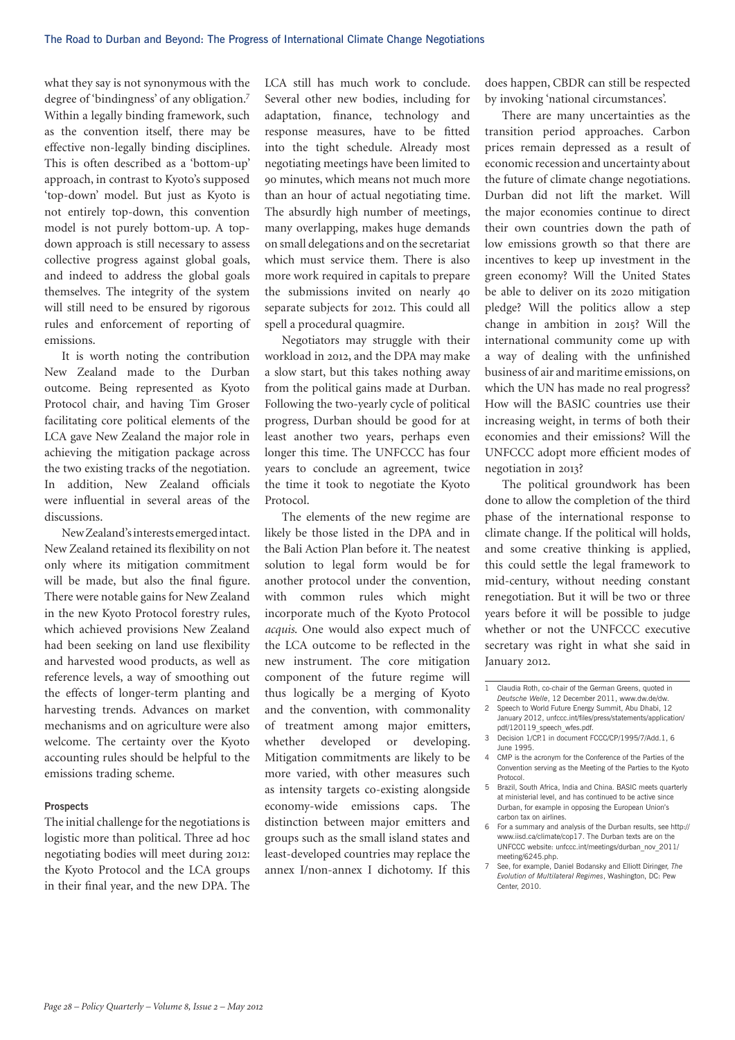what they say is not synonymous with the degree of 'bindingness' of any obligation.[7] Within a legally binding framework, such as the convention itself, there may be effective non-legally binding disciplines. This is often described as a 'bottom-up' approach, in contrast to Kyoto's supposed 'top-down' model. But just as Kyoto is not entirely top-down, this convention model is not purely bottom-up. A top-down approach is still necessary to assess collective progress against global goals, and indeed to address the global goals themselves. The integrity of the system will still need to be ensured by rigorous rules and enforcement of reporting of emissions.

It is worth noting the contribution New Zealand made to the Durban outcome. Being represented as Kyoto Protocol chair, and having Tim Groser facilitating core political elements of the LCA gave New Zealand the major role in achieving the mitigation package across the two existing tracks of the negotiation. In addition, New Zealand officials were influential in several areas of the discussions.

New Zealand's interests emerged intact. New Zealand retained its flexibility on not only where its mitigation commitment will be made, but also the final figure. There were notable gains for New Zealand in the new Kyoto Protocol forestry rules, which achieved provisions New Zealand had been seeking on land use flexibility and harvested wood products, as well as reference levels, a way of smoothing out the effects of longer-term planting and harvesting trends. Advances on market mechanisms and on agriculture were also welcome. The certainty over the Kyoto accounting rules should be helpful to the emissions trading scheme.

#### Prospects

The initial challenge for the negotiations is logistic more than political. Three ad hoc negotiating bodies will meet during 2012: the Kyoto Protocol and the LCA groups in their final year, and the new DPA. The LCA still has much work to conclude. Several other new bodies, including for adaptation, finance, technology and response measures, have to be fitted into the tight schedule. Already most negotiating meetings have been limited to 90 minutes, which means not much more than an hour of actual negotiating time. The absurdly high number of meetings, many overlapping, makes huge demands on small delegations and on the secretariat which must service them. There is also more work required in capitals to prepare the submissions invited on nearly 40 separate subjects for 2012. This could all spell a procedural quagmire.

Negotiators may struggle with their workload in 2012, and the DPA may make a slow start, but this takes nothing away from the political gains made at Durban. Following the two-yearly cycle of political progress, Durban should be good for at least another two years, perhaps even longer this time. The UNFCCC has four years to conclude an agreement, twice the time it took to negotiate the Kyoto Protocol.

The elements of the new regime are likely be those listed in the DPA and in the Bali Action Plan before it. The neatest solution to legal form would be for another protocol under the convention, with common rules which might incorporate much of the Kyoto Protocol *acquis*. One would also expect much of the LCA outcome to be reflected in the new instrument. The core mitigation component of the future regime will thus logically be a merging of Kyoto and the convention, with commonality of treatment among major emitters, whether developed or developing. Mitigation commitments are likely to be more varied, with other measures such as intensity targets co-existing alongside economy-wide emissions caps. The distinction between major emitters and groups such as the small island states and least-developed countries may replace the annex I/non-annex I dichotomy. If this does happen, CBDR can still be respected by invoking 'national circumstances'.

There are many uncertainties as the transition period approaches. Carbon prices remain depressed as a result of economic recession and uncertainty about the future of climate change negotiations. Durban did not lift the market. Will the major economies continue to direct their own countries down the path of low emissions growth so that there are incentives to keep up investment in the green economy? Will the United States be able to deliver on its 2020 mitigation pledge? Will the politics allow a step change in ambition in 2015? Will the international community come up with a way of dealing with the unfinished business of air and maritime emissions, on which the UN has made no real progress? How will the BASIC countries use their increasing weight, in terms of both their economies and their emissions? Will the UNFCCC adopt more efficient modes of negotiation in 2013?

The political groundwork has been done to allow the completion of the third phase of the international response to climate change. If the political will holds, and some creative thinking is applied, this could settle the legal framework to mid-century, without needing constant renegotiation. But it will be two or three years before it will be possible to judge whether or not the UNFCCC executive secretary was right in what she said in January 2012.

---

1 Claudia Roth, co-chair of the German Greens, quoted in *Deutsche Welle*, 12 December 2011, www.dw.de/dw.

2 Speech to World Future Energy Summit, Abu Dhabi, 12 January 2012, unfccc.int/files/press/statements/application/pdf/120119_speech_wfes.pdf.

3 Decision 1/CP.1 in document FCCC/CP/1995/7/Add.1, 6 June 1995.

4 CMP is the acronym for the Conference of the Parties of the Convention serving as the Meeting of the Parties to the Kyoto Protocol.

5 Brazil, South Africa, India and China. BASIC meets quarterly at ministerial level, and has continued to be active since Durban, for example in opposing the European Union's carbon tax on airlines.

6 For a summary and analysis of the Durban results, see http://www.iisd.ca/climate/cop17. The Durban texts are on the UNFCCC website: unfccc.int/meetings/durban_nov_2011/meeting/6245.php.

7 See, for example, Daniel Bodansky and Elliott Diringer, *The Evolution of Multilateral Regimes*, Washington, DC: Pew Center, 2010.